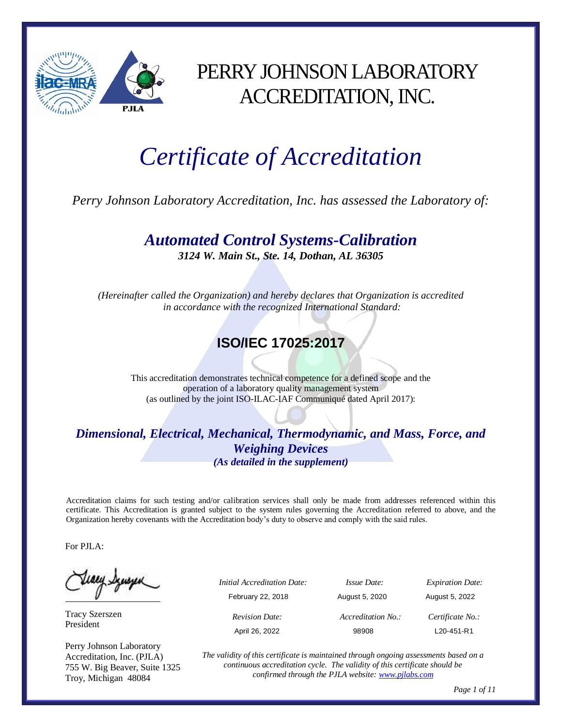# PERRY JOHNSON LABORATORY ACCREDITATION, INC.

# *Certificate of Accreditation*

*Perry Johnson Laboratory Accreditation, Inc. has assessed the Laboratory of:*

## *Automated Control Systems-Calibration*

***3124 W. Main St., Ste. 14, Dothan, AL 36305***

*(Hereinafter called the Organization) and hereby declares that Organization is accredited in accordance with the recognized International Standard:*

## **ISO/IEC 17025:2017**

This accreditation demonstrates technical competence for a defined scope and the operation of a laboratory quality management system (as outlined by the joint ISO-ILAC-IAF Communiqué dated April 2017):

### *Dimensional, Electrical, Mechanical, Thermodynamic, and Mass, Force, and Weighing Devices*

***(As detailed in the supplement)***

Accreditation claims for such testing and/or calibration services shall only be made from addresses referenced within this certificate. This Accreditation is granted subject to the system rules governing the Accreditation referred to above, and the Organization hereby covenants with the Accreditation body's duty to observe and comply with the said rules.

For PJLA:

Tracy Szerszen
President

Perry Johnson Laboratory Accreditation, Inc. (PJLA)
755 W. Big Beaver, Suite 1325
Troy, Michigan 48084

| *Initial Accreditation Date:* | *Issue Date:* | *Expiration Date:* |
|---|---|---|
| February 22, 2018 | August 5, 2020 | August 5, 2022 |
| *Revision Date:* | *Accreditation No.:* | *Certificate No.:* |
| April 26, 2022 | 98908 | L20-451-R1 |

*The validity of this certificate is maintained through ongoing assessments based on a continuous accreditation cycle. The validity of this certificate should be confirmed through the PJLA website: [www.pjlabs.com](http://www.pjlabs.com)*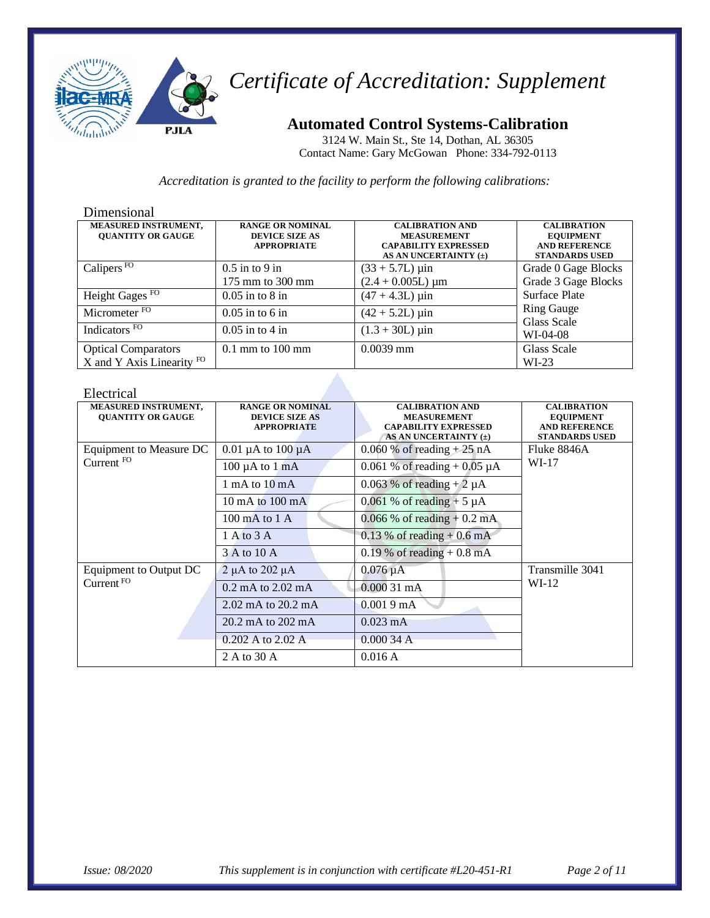# Certificate of Accreditation: Supplement

## Automated Control Systems-Calibration

3124 W. Main St., Ste 14, Dothan, AL 36305
Contact Name: Gary McGowan Phone: 334-792-0113

*Accreditation is granted to the facility to perform the following calibrations:*

### Dimensional

| MEASURED INSTRUMENT, QUANTITY OR GAUGE | RANGE OR NOMINAL DEVICE SIZE AS APPROPRIATE | CALIBRATION AND MEASUREMENT CAPABILITY EXPRESSED AS AN UNCERTAINTY (±) | CALIBRATION EQUIPMENT AND REFERENCE STANDARDS USED |
|---|---|---|---|
| Calipers FO | 0.5 in to 9 in<br>175 mm to 300 mm | (33 + 5.7L) µin<br>(2.4 + 0.005L) µm | Grade 0 Gage Blocks<br>Grade 3 Gage Blocks<br>Surface Plate<br>Ring Gauge<br>Glass Scale<br>WI-04-08 |
| Height Gages FO | 0.05 in to 8 in | (47 + 4.3L) µin | |
| Micrometer FO | 0.05 in to 6 in | (42 + 5.2L) µin | |
| Indicators FO | 0.05 in to 4 in | (1.3 + 30L) µin | |
| Optical Comparators X and Y Axis Linearity FO | 0.1 mm to 100 mm | 0.0039 mm | Glass Scale<br>WI-23 |

### Electrical

| MEASURED INSTRUMENT, QUANTITY OR GAUGE | RANGE OR NOMINAL DEVICE SIZE AS APPROPRIATE | CALIBRATION AND MEASUREMENT CAPABILITY EXPRESSED AS AN UNCERTAINTY (±) | CALIBRATION EQUIPMENT AND REFERENCE STANDARDS USED |
|---|---|---|---|
| Equipment to Measure DC Current FO | 0.01 µA to 100 µA | 0.060 % of reading + 25 nA | Fluke 8846A<br>WI-17 |
| | 100 µA to 1 mA | 0.061 % of reading + 0.05 µA | |
| | 1 mA to 10 mA | 0.063 % of reading + 2 µA | |
| | 10 mA to 100 mA | 0.061 % of reading + 5 µA | |
| | 100 mA to 1 A | 0.066 % of reading + 0.2 mA | |
| | 1 A to 3 A | 0.13 % of reading + 0.6 mA | |
| | 3 A to 10 A | 0.19 % of reading + 0.8 mA | |
| Equipment to Output DC Current FO | 2 µA to 202 µA | 0.076 µA | Transmille 3041<br>WI-12 |
| | 0.2 mA to 2.02 mA | 0.000 31 mA | |
| | 2.02 mA to 20.2 mA | 0.001 9 mA | |
| | 20.2 mA to 202 mA | 0.023 mA | |
| | 0.202 A to 2.02 A | 0.000 34 A | |
| | 2 A to 30 A | 0.016 A | |

*Issue: 08/2020* *This supplement is in conjunction with certificate #L20-451-R1*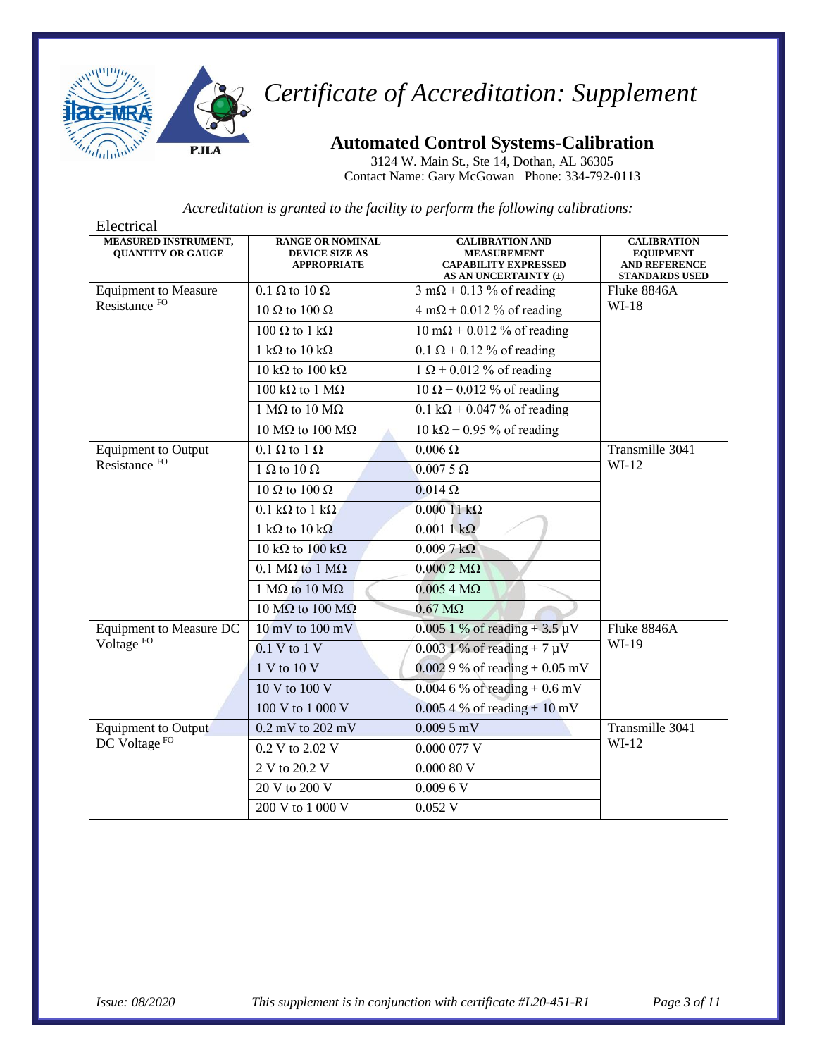# Certificate of Accreditation: Supplement

## Automated Control Systems-Calibration

3124 W. Main St., Ste 14, Dothan, AL 36305
Contact Name: Gary McGowan Phone: 334-792-0113

*Accreditation is granted to the facility to perform the following calibrations:*

Electrical

| MEASURED INSTRUMENT, QUANTITY OR GAUGE | RANGE OR NOMINAL DEVICE SIZE AS APPROPRIATE | CALIBRATION AND MEASUREMENT CAPABILITY EXPRESSED AS AN UNCERTAINTY (±) | CALIBRATION EQUIPMENT AND REFERENCE STANDARDS USED |
|---|---|---|---|
| Equipment to Measure Resistance FO | 0.1 Ω to 10 Ω | 3 mΩ + 0.13 % of reading | Fluke 8846A WI-18 |
| | 10 Ω to 100 Ω | 4 mΩ + 0.012 % of reading | |
| | 100 Ω to 1 kΩ | 10 mΩ + 0.012 % of reading | |
| | 1 kΩ to 10 kΩ | 0.1 Ω + 0.12 % of reading | |
| | 10 kΩ to 100 kΩ | 1 Ω + 0.012 % of reading | |
| | 100 kΩ to 1 MΩ | 10 Ω + 0.012 % of reading | |
| | 1 MΩ to 10 MΩ | 0.1 kΩ + 0.047 % of reading | |
| | 10 MΩ to 100 MΩ | 10 kΩ + 0.95 % of reading | |
| Equipment to Output Resistance FO | 0.1 Ω to 1 Ω | 0.006 Ω | Transmille 3041 WI-12 |
| | 1 Ω to 10 Ω | 0.007 5 Ω | |
| | 10 Ω to 100 Ω | 0.014 Ω | |
| | 0.1 kΩ to 1 kΩ | 0.000 11 kΩ | |
| | 1 kΩ to 10 kΩ | 0.001 1 kΩ | |
| | 10 kΩ to 100 kΩ | 0.009 7 kΩ | |
| | 0.1 MΩ to 1 MΩ | 0.000 2 MΩ | |
| | 1 MΩ to 10 MΩ | 0.005 4 MΩ | |
| | 10 MΩ to 100 MΩ | 0.67 MΩ | |
| Equipment to Measure DC Voltage FO | 10 mV to 100 mV | 0.005 1 % of reading + 3.5 µV | Fluke 8846A WI-19 |
| | 0.1 V to 1 V | 0.003 1 % of reading + 7 µV | |
| | 1 V to 10 V | 0.002 9 % of reading + 0.05 mV | |
| | 10 V to 100 V | 0.004 6 % of reading + 0.6 mV | |
| | 100 V to 1 000 V | 0.005 4 % of reading + 10 mV | |
| Equipment to Output DC Voltage FO | 0.2 mV to 202 mV | 0.009 5 mV | Transmille 3041 WI-12 |
| | 0.2 V to 2.02 V | 0.000 077 V | |
| | 2 V to 20.2 V | 0.000 80 V | |
| | 20 V to 200 V | 0.009 6 V | |
| | 200 V to 1 000 V | 0.052 V | |

*Issue: 08/2020* *This supplement is in conjunction with certificate #L20-451-R1*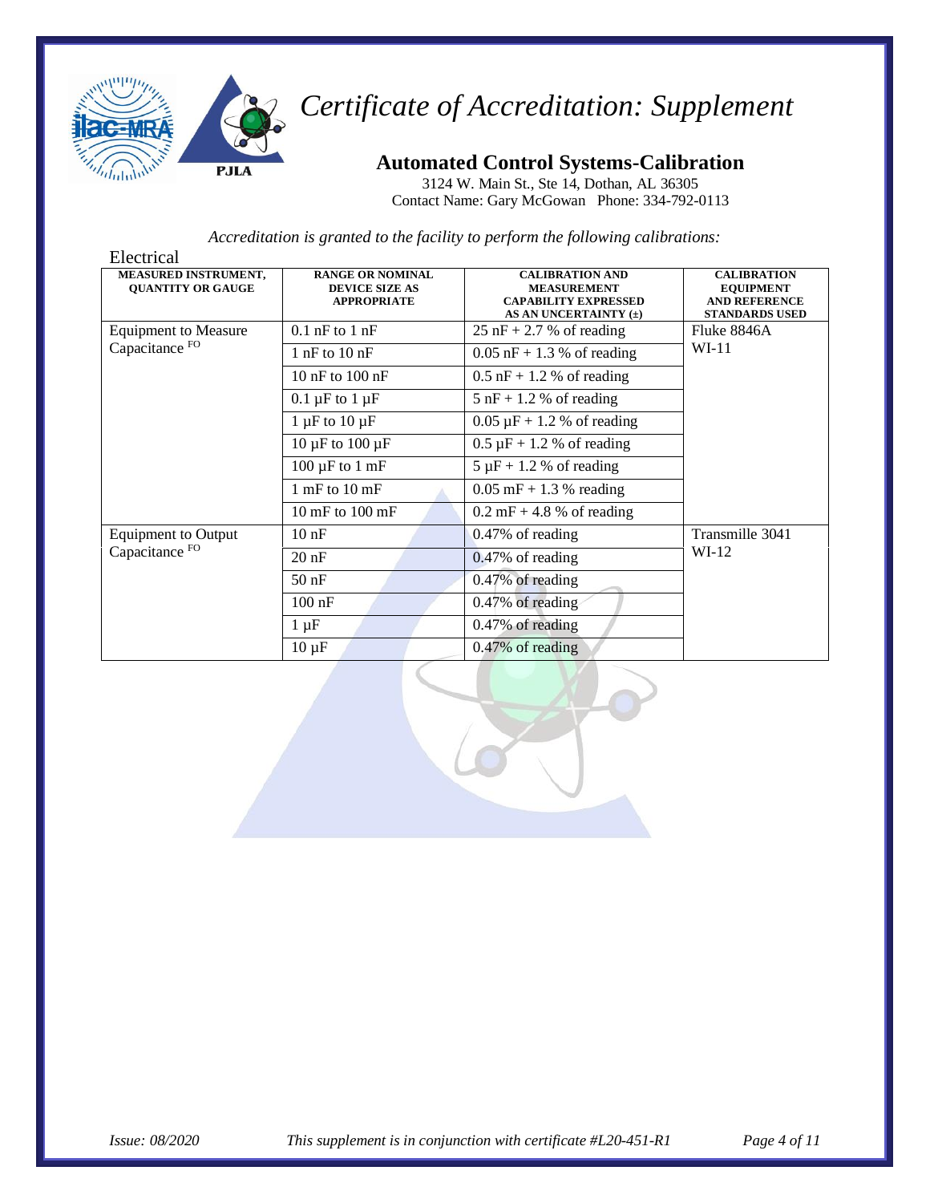# *Certificate of Accreditation: Supplement*

## Automated Control Systems-Calibration

3124 W. Main St., Ste 14, Dothan, AL 36305
Contact Name: Gary McGowan Phone: 334-792-0113

*Accreditation is granted to the facility to perform the following calibrations:*

Electrical

| MEASURED INSTRUMENT, QUANTITY OR GAUGE | RANGE OR NOMINAL DEVICE SIZE AS APPROPRIATE | CALIBRATION AND MEASUREMENT CAPABILITY EXPRESSED AS AN UNCERTAINTY (±) | CALIBRATION EQUIPMENT AND REFERENCE STANDARDS USED |
|---|---|---|---|
| Equipment to Measure Capacitance [FO] | 0.1 nF to 1 nF | 25 nF + 2.7 % of reading | Fluke 8846A WI-11 |
| | 1 nF to 10 nF | 0.05 nF + 1.3 % of reading | |
| | 10 nF to 100 nF | 0.5 nF + 1.2 % of reading | |
| | 0.1 µF to 1 µF | 5 nF + 1.2 % of reading | |
| | 1 µF to 10 µF | 0.05 µF + 1.2 % of reading | |
| | 10 µF to 100 µF | 0.5 µF + 1.2 % of reading | |
| | 100 µF to 1 mF | 5 µF + 1.2 % of reading | |
| | 1 mF to 10 mF | 0.05 mF + 1.3 % reading | |
| | 10 mF to 100 mF | 0.2 mF + 4.8 % of reading | |
| Equipment to Output Capacitance [FO] | 10 nF | 0.47% of reading | Transmille 3041 WI-12 |
| | 20 nF | 0.47% of reading | |
| | 50 nF | 0.47% of reading | |
| | 100 nF | 0.47% of reading | |
| | 1 µF | 0.47% of reading | |
| | 10 µF | 0.47% of reading | |

*Issue: 08/2020* *This supplement is in conjunction with certificate #L20-451-R1*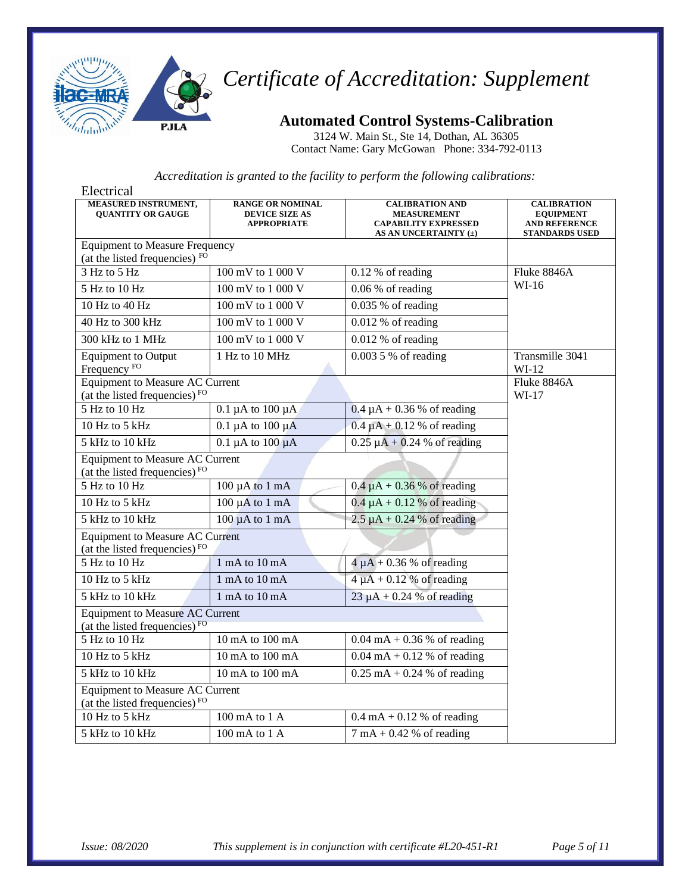# Certificate of Accreditation: Supplement

## Automated Control Systems-Calibration

3124 W. Main St., Ste 14, Dothan, AL 36305
Contact Name: Gary McGowan Phone: 334-792-0113

*Accreditation is granted to the facility to perform the following calibrations:*

Electrical

| MEASURED INSTRUMENT, QUANTITY OR GAUGE | RANGE OR NOMINAL DEVICE SIZE AS APPROPRIATE | CALIBRATION AND MEASUREMENT CAPABILITY EXPRESSED AS AN UNCERTAINTY (±) | CALIBRATION EQUIPMENT AND REFERENCE STANDARDS USED |
|---|---|---|---|
| Equipment to Measure Frequency (at the listed frequencies) FO | | | |
| 3 Hz to 5 Hz | 100 mV to 1 000 V | 0.12 % of reading | Fluke 8846A WI-16 |
| 5 Hz to 10 Hz | 100 mV to 1 000 V | 0.06 % of reading | |
| 10 Hz to 40 Hz | 100 mV to 1 000 V | 0.035 % of reading | |
| 40 Hz to 300 kHz | 100 mV to 1 000 V | 0.012 % of reading | |
| 300 kHz to 1 MHz | 100 mV to 1 000 V | 0.012 % of reading | |
| Equipment to Output Frequency FO | 1 Hz to 10 MHz | 0.003 5 % of reading | Transmille 3041 WI-12 |
| Equipment to Measure AC Current (at the listed frequencies) FO | | | Fluke 8846A WI-17 |
| 5 Hz to 10 Hz | 0.1 µA to 100 µA | 0.4 µA + 0.36 % of reading | |
| 10 Hz to 5 kHz | 0.1 µA to 100 µA | 0.4 µA + 0.12 % of reading | |
| 5 kHz to 10 kHz | 0.1 µA to 100 µA | 0.25 µA + 0.24 % of reading | |
| Equipment to Measure AC Current (at the listed frequencies) FO | | | |
| 5 Hz to 10 Hz | 100 µA to 1 mA | 0.4 µA + 0.36 % of reading | |
| 10 Hz to 5 kHz | 100 µA to 1 mA | 0.4 µA + 0.12 % of reading | |
| 5 kHz to 10 kHz | 100 µA to 1 mA | 2.5 µA + 0.24 % of reading | |
| Equipment to Measure AC Current (at the listed frequencies) FO | | | |
| 5 Hz to 10 Hz | 1 mA to 10 mA | 4 µA + 0.36 % of reading | |
| 10 Hz to 5 kHz | 1 mA to 10 mA | 4 µA + 0.12 % of reading | |
| 5 kHz to 10 kHz | 1 mA to 10 mA | 23 µA + 0.24 % of reading | |
| Equipment to Measure AC Current (at the listed frequencies) FO | | | |
| 5 Hz to 10 Hz | 10 mA to 100 mA | 0.04 mA + 0.36 % of reading | |
| 10 Hz to 5 kHz | 10 mA to 100 mA | 0.04 mA + 0.12 % of reading | |
| 5 kHz to 10 kHz | 10 mA to 100 mA | 0.25 mA + 0.24 % of reading | |
| Equipment to Measure AC Current (at the listed frequencies) FO | | | |
| 10 Hz to 5 kHz | 100 mA to 1 A | 0.4 mA + 0.12 % of reading | |
| 5 kHz to 10 kHz | 100 mA to 1 A | 7 mA + 0.42 % of reading | |

*Issue: 08/2020* *This supplement is in conjunction with certificate #L20-451-R1*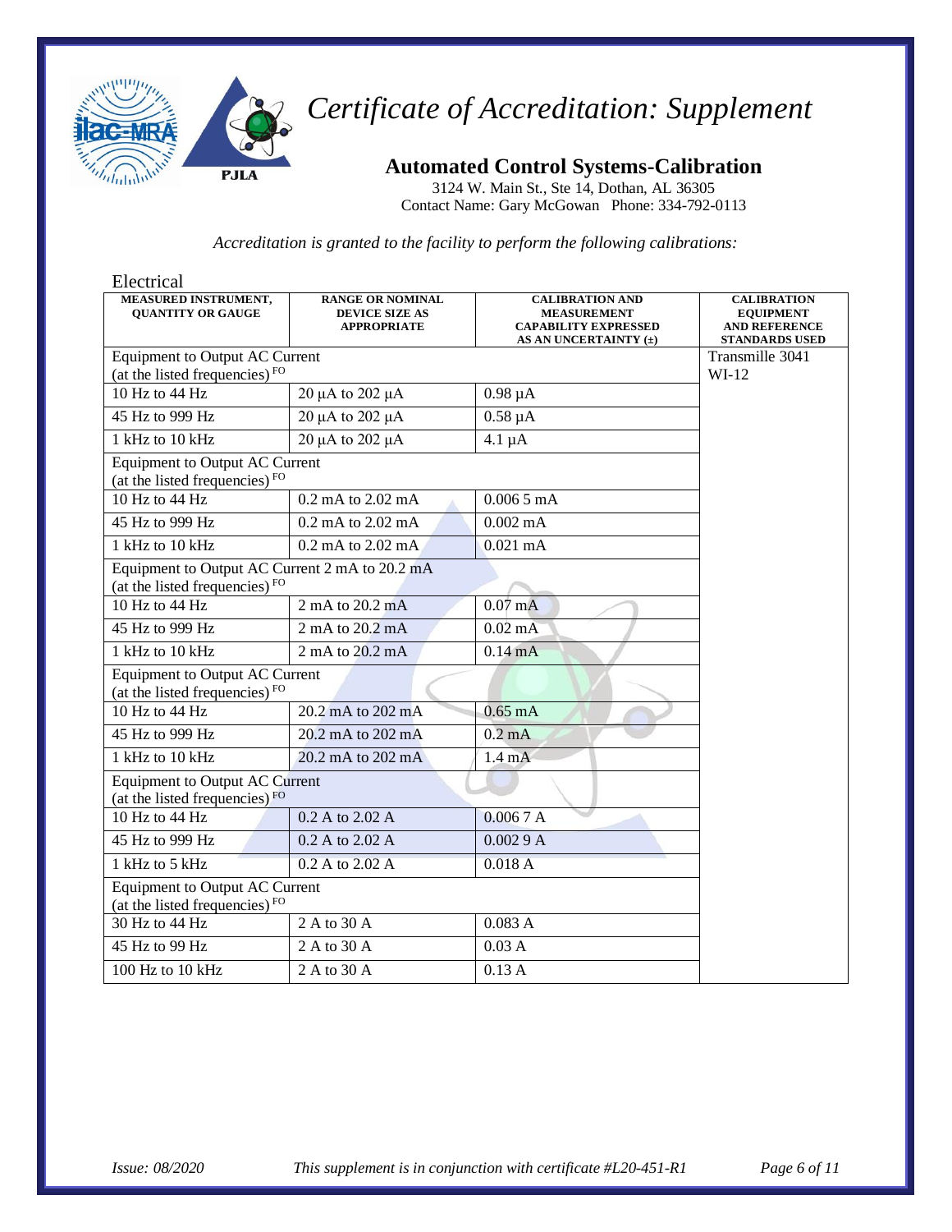# Certificate of Accreditation: Supplement

## Automated Control Systems-Calibration

3124 W. Main St., Ste 14, Dothan, AL 36305
Contact Name: Gary McGowan Phone: 334-792-0113

*Accreditation is granted to the facility to perform the following calibrations:*

Electrical

| MEASURED INSTRUMENT, QUANTITY OR GAUGE | RANGE OR NOMINAL DEVICE SIZE AS APPROPRIATE | CALIBRATION AND MEASUREMENT CAPABILITY EXPRESSED AS AN UNCERTAINTY (±) | CALIBRATION EQUIPMENT AND REFERENCE STANDARDS USED |
|---|---|---|---|
| Equipment to Output AC Current (at the listed frequencies) FO | | | Transmille 3041 WI-12 |
| 10 Hz to 44 Hz | 20 µA to 202 µA | 0.98 µA | |
| 45 Hz to 999 Hz | 20 µA to 202 µA | 0.58 µA | |
| 1 kHz to 10 kHz | 20 µA to 202 µA | 4.1 µA | |
| Equipment to Output AC Current (at the listed frequencies) FO | | | |
| 10 Hz to 44 Hz | 0.2 mA to 2.02 mA | 0.006 5 mA | |
| 45 Hz to 999 Hz | 0.2 mA to 2.02 mA | 0.002 mA | |
| 1 kHz to 10 kHz | 0.2 mA to 2.02 mA | 0.021 mA | |
| Equipment to Output AC Current 2 mA to 20.2 mA (at the listed frequencies) FO | | | |
| 10 Hz to 44 Hz | 2 mA to 20.2 mA | 0.07 mA | |
| 45 Hz to 999 Hz | 2 mA to 20.2 mA | 0.02 mA | |
| 1 kHz to 10 kHz | 2 mA to 20.2 mA | 0.14 mA | |
| Equipment to Output AC Current (at the listed frequencies) FO | | | |
| 10 Hz to 44 Hz | 20.2 mA to 202 mA | 0.65 mA | |
| 45 Hz to 999 Hz | 20.2 mA to 202 mA | 0.2 mA | |
| 1 kHz to 10 kHz | 20.2 mA to 202 mA | 1.4 mA | |
| Equipment to Output AC Current (at the listed frequencies) FO | | | |
| 10 Hz to 44 Hz | 0.2 A to 2.02 A | 0.006 7 A | |
| 45 Hz to 999 Hz | 0.2 A to 2.02 A | 0.002 9 A | |
| 1 kHz to 5 kHz | 0.2 A to 2.02 A | 0.018 A | |
| Equipment to Output AC Current (at the listed frequencies) FO | | | |
| 30 Hz to 44 Hz | 2 A to 30 A | 0.083 A | |
| 45 Hz to 99 Hz | 2 A to 30 A | 0.03 A | |
| 100 Hz to 10 kHz | 2 A to 30 A | 0.13 A | |

*Issue: 08/2020* *This supplement is in conjunction with certificate #L20-451-R1*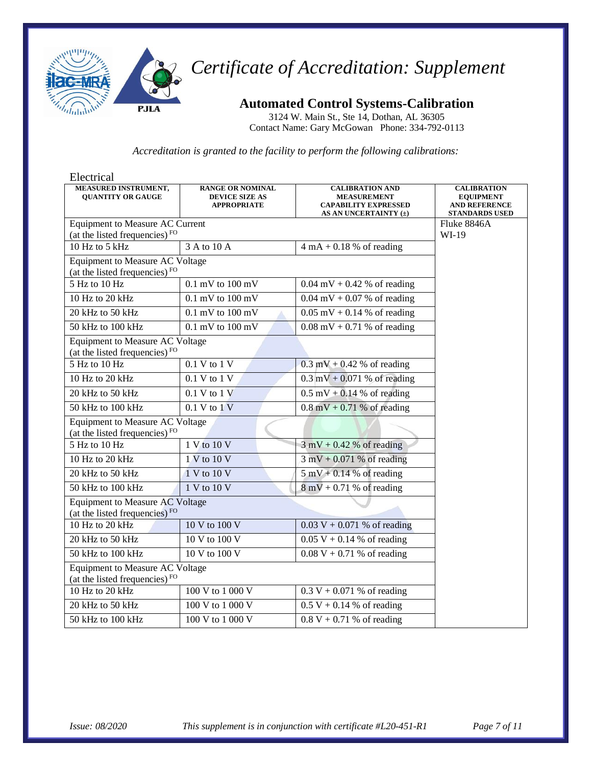# *Certificate of Accreditation: Supplement*

## Automated Control Systems-Calibration

3124 W. Main St., Ste 14, Dothan, AL 36305
Contact Name: Gary McGowan Phone: 334-792-0113

*Accreditation is granted to the facility to perform the following calibrations:*

Electrical

| MEASURED INSTRUMENT, QUANTITY OR GAUGE | RANGE OR NOMINAL DEVICE SIZE AS APPROPRIATE | CALIBRATION AND MEASUREMENT CAPABILITY EXPRESSED AS AN UNCERTAINTY (±) | CALIBRATION EQUIPMENT AND REFERENCE STANDARDS USED |
|---|---|---|---|
| Equipment to Measure AC Current (at the listed frequencies) FO | | | Fluke 8846A WI-19 |
| 10 Hz to 5 kHz | 3 A to 10 A | 4 mA + 0.18 % of reading | |
| Equipment to Measure AC Voltage (at the listed frequencies) FO | | | |
| 5 Hz to 10 Hz | 0.1 mV to 100 mV | 0.04 mV + 0.42 % of reading | |
| 10 Hz to 20 kHz | 0.1 mV to 100 mV | 0.04 mV + 0.07 % of reading | |
| 20 kHz to 50 kHz | 0.1 mV to 100 mV | 0.05 mV + 0.14 % of reading | |
| 50 kHz to 100 kHz | 0.1 mV to 100 mV | 0.08 mV + 0.71 % of reading | |
| Equipment to Measure AC Voltage (at the listed frequencies) FO | | | |
| 5 Hz to 10 Hz | 0.1 V to 1 V | 0.3 mV + 0.42 % of reading | |
| 10 Hz to 20 kHz | 0.1 V to 1 V | 0.3 mV + 0.071 % of reading | |
| 20 kHz to 50 kHz | 0.1 V to 1 V | 0.5 mV + 0.14 % of reading | |
| 50 kHz to 100 kHz | 0.1 V to 1 V | 0.8 mV + 0.71 % of reading | |
| Equipment to Measure AC Voltage (at the listed frequencies) FO | | | |
| 5 Hz to 10 Hz | 1 V to 10 V | 3 mV + 0.42 % of reading | |
| 10 Hz to 20 kHz | 1 V to 10 V | 3 mV + 0.071 % of reading | |
| 20 kHz to 50 kHz | 1 V to 10 V | 5 mV + 0.14 % of reading | |
| 50 kHz to 100 kHz | 1 V to 10 V | 8 mV + 0.71 % of reading | |
| Equipment to Measure AC Voltage (at the listed frequencies) FO | | | |
| 10 Hz to 20 kHz | 10 V to 100 V | 0.03 V + 0.071 % of reading | |
| 20 kHz to 50 kHz | 10 V to 100 V | 0.05 V + 0.14 % of reading | |
| 50 kHz to 100 kHz | 10 V to 100 V | 0.08 V + 0.71 % of reading | |
| Equipment to Measure AC Voltage (at the listed frequencies) FO | | | |
| 10 Hz to 20 kHz | 100 V to 1 000 V | 0.3 V + 0.071 % of reading | |
| 20 kHz to 50 kHz | 100 V to 1 000 V | 0.5 V + 0.14 % of reading | |
| 50 kHz to 100 kHz | 100 V to 1 000 V | 0.8 V + 0.71 % of reading | |

*Issue: 08/2020* *This supplement is in conjunction with certificate #L20-451-R1*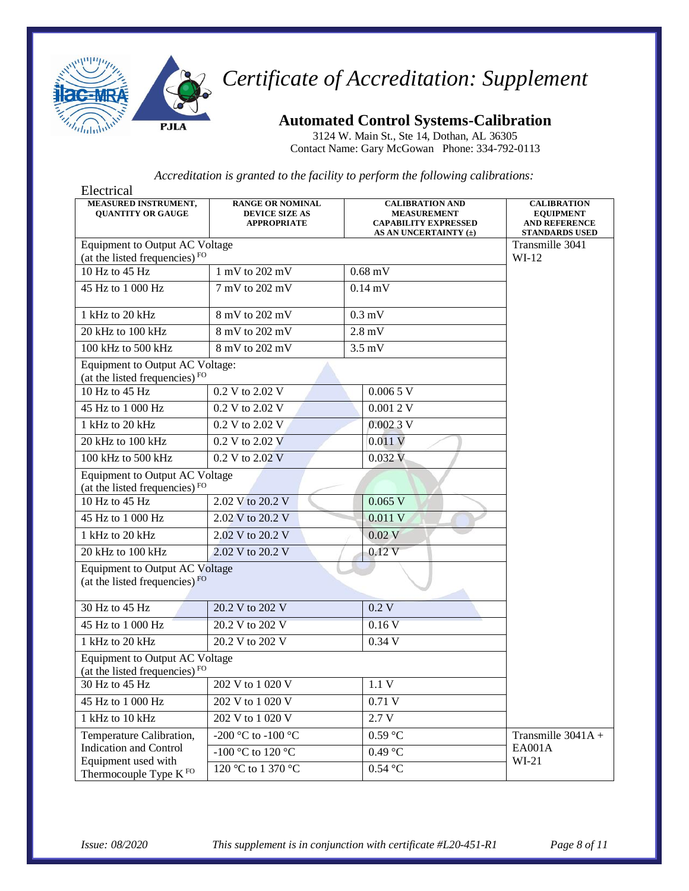# *Certificate of Accreditation: Supplement*

## Automated Control Systems-Calibration

3124 W. Main St., Ste 14, Dothan, AL 36305
Contact Name: Gary McGowan Phone: 334-792-0113

*Accreditation is granted to the facility to perform the following calibrations:*

Electrical

| MEASURED INSTRUMENT, QUANTITY OR GAUGE | RANGE OR NOMINAL DEVICE SIZE AS APPROPRIATE | CALIBRATION AND MEASUREMENT CAPABILITY EXPRESSED AS AN UNCERTAINTY (±) | CALIBRATION EQUIPMENT AND REFERENCE STANDARDS USED |
|---|---|---|---|
| Equipment to Output AC Voltage (at the listed frequencies) FO | | | Transmille 3041 WI-12 |
| 10 Hz to 45 Hz | 1 mV to 202 mV | 0.68 mV | |
| 45 Hz to 1 000 Hz | 7 mV to 202 mV | 0.14 mV | |
| 1 kHz to 20 kHz | 8 mV to 202 mV | 0.3 mV | |
| 20 kHz to 100 kHz | 8 mV to 202 mV | 2.8 mV | |
| 100 kHz to 500 kHz | 8 mV to 202 mV | 3.5 mV | |
| Equipment to Output AC Voltage: (at the listed frequencies) FO | | | |
| 10 Hz to 45 Hz | 0.2 V to 2.02 V | 0.006 5 V | |
| 45 Hz to 1 000 Hz | 0.2 V to 2.02 V | 0.001 2 V | |
| 1 kHz to 20 kHz | 0.2 V to 2.02 V | 0.002 3 V | |
| 20 kHz to 100 kHz | 0.2 V to 2.02 V | 0.011 V | |
| 100 kHz to 500 kHz | 0.2 V to 2.02 V | 0.032 V | |
| Equipment to Output AC Voltage (at the listed frequencies) FO | | | |
| 10 Hz to 45 Hz | 2.02 V to 20.2 V | 0.065 V | |
| 45 Hz to 1 000 Hz | 2.02 V to 20.2 V | 0.011 V | |
| 1 kHz to 20 kHz | 2.02 V to 20.2 V | 0.02 V | |
| 20 kHz to 100 kHz | 2.02 V to 20.2 V | 0.12 V | |
| Equipment to Output AC Voltage (at the listed frequencies) FO | | | |
| 30 Hz to 45 Hz | 20.2 V to 202 V | 0.2 V | |
| 45 Hz to 1 000 Hz | 20.2 V to 202 V | 0.16 V | |
| 1 kHz to 20 kHz | 20.2 V to 202 V | 0.34 V | |
| Equipment to Output AC Voltage (at the listed frequencies) FO | | | |
| 30 Hz to 45 Hz | 202 V to 1 020 V | 1.1 V | |
| 45 Hz to 1 000 Hz | 202 V to 1 020 V | 0.71 V | |
| 1 kHz to 10 kHz | 202 V to 1 020 V | 2.7 V | |
| Temperature Calibration, Indication and Control Equipment used with Thermocouple Type K FO | -200 °C to -100 °C | 0.59 °C | Transmille 3041A + EA001A WI-21 |
| | -100 °C to 120 °C | 0.49 °C | |
| | 120 °C to 1 370 °C | 0.54 °C | |

*Issue: 08/2020* *This supplement is in conjunction with certificate #L20-451-R1*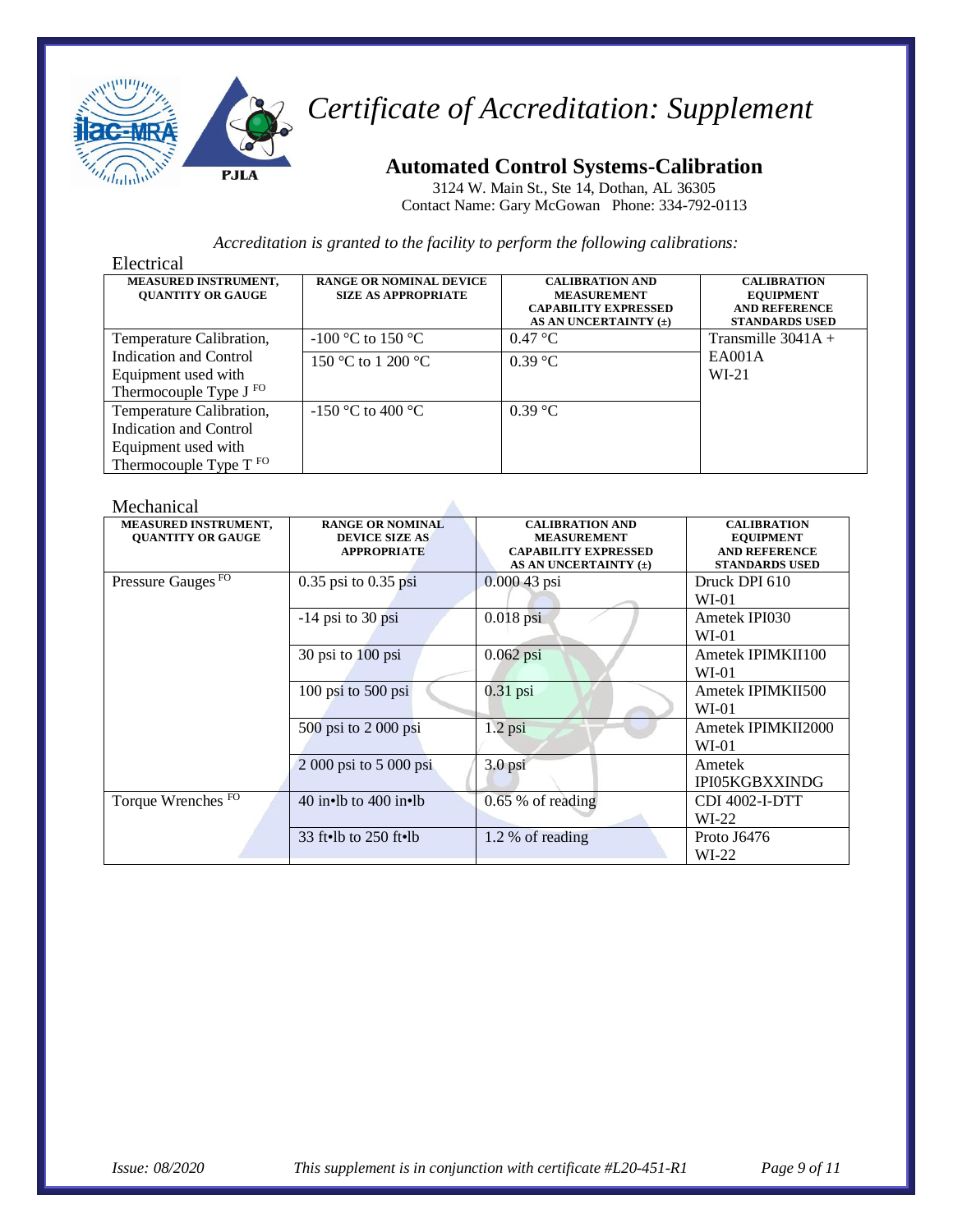# *Certificate of Accreditation: Supplement*

## Automated Control Systems-Calibration

3124 W. Main St., Ste 14, Dothan, AL 36305
Contact Name: Gary McGowan Phone: 334-792-0113

*Accreditation is granted to the facility to perform the following calibrations:*

### Electrical

| MEASURED INSTRUMENT, QUANTITY OR GAUGE | RANGE OR NOMINAL DEVICE SIZE AS APPROPRIATE | CALIBRATION AND MEASUREMENT CAPABILITY EXPRESSED AS AN UNCERTAINTY (±) | CALIBRATION EQUIPMENT AND REFERENCE STANDARDS USED |
|---|---|---|---|
| Temperature Calibration, Indication and Control Equipment used with Thermocouple Type J [FO] | -100 °C to 150 °C | 0.47 °C | Transmille 3041A + EA001A WI-21 |
| | 150 °C to 1 200 °C | 0.39 °C | |
| Temperature Calibration, Indication and Control Equipment used with Thermocouple Type T [FO] | -150 °C to 400 °C | 0.39 °C | |

### Mechanical

| MEASURED INSTRUMENT, QUANTITY OR GAUGE | RANGE OR NOMINAL DEVICE SIZE AS APPROPRIATE | CALIBRATION AND MEASUREMENT CAPABILITY EXPRESSED AS AN UNCERTAINTY (±) | CALIBRATION EQUIPMENT AND REFERENCE STANDARDS USED |
|---|---|---|---|
| Pressure Gauges [FO] | 0.35 psi to 0.35 psi | 0.000 43 psi | Druck DPI 610 WI-01 |
| | -14 psi to 30 psi | 0.018 psi | Ametek IPI030 WI-01 |
| | 30 psi to 100 psi | 0.062 psi | Ametek IPIMKII100 WI-01 |
| | 100 psi to 500 psi | 0.31 psi | Ametek IPIMKII500 WI-01 |
| | 500 psi to 2 000 psi | 1.2 psi | Ametek IPIMKII2000 WI-01 |
| | 2 000 psi to 5 000 psi | 3.0 psi | Ametek IPI05KGBXXINDG |
| Torque Wrenches [FO] | 40 in•lb to 400 in•lb | 0.65 % of reading | CDI 4002-I-DTT WI-22 |
| | 33 ft•lb to 250 ft•lb | 1.2 % of reading | Proto J6476 WI-22 |

*Issue: 08/2020* *This supplement is in conjunction with certificate #L20-451-R1*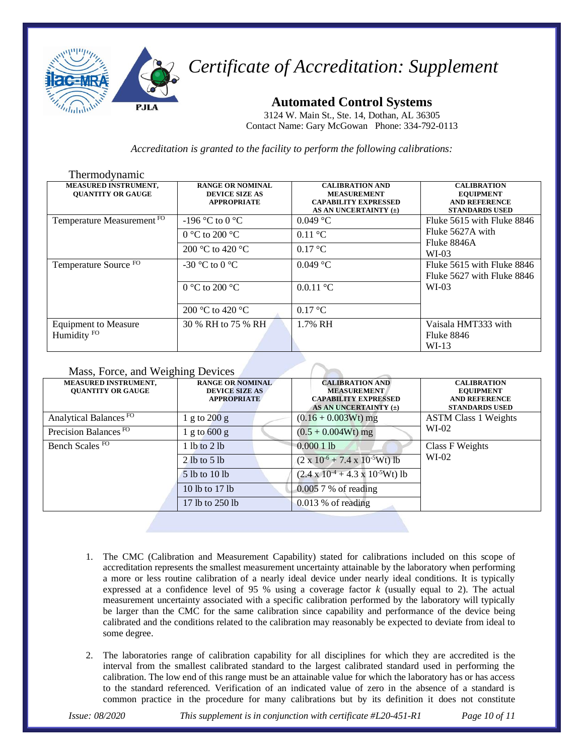# *Certificate of Accreditation: Supplement*

## Automated Control Systems

3124 W. Main St., Ste. 14, Dothan, AL 36305
Contact Name: Gary McGowan Phone: 334-792-0113

*Accreditation is granted to the facility to perform the following calibrations:*

### Thermodynamic

| MEASURED INSTRUMENT, QUANTITY OR GAUGE | RANGE OR NOMINAL DEVICE SIZE AS APPROPRIATE | CALIBRATION AND MEASUREMENT CAPABILITY EXPRESSED AS AN UNCERTAINTY (±) | CALIBRATION EQUIPMENT AND REFERENCE STANDARDS USED |
|---|---|---|---|
| Temperature Measurement FO | -196 °C to 0 °C | 0.049 °C | Fluke 5615 with Fluke 8846<br>Fluke 5627A with Fluke 8846A<br>WI-03 |
| | 0 °C to 200 °C | 0.11 °C | |
| | 200 °C to 420 °C | 0.17 °C | |
| Temperature Source FO | -30 °C to 0 °C | 0.049 °C | Fluke 5615 with Fluke 8846<br>Fluke 5627 with Fluke 8846<br>WI-03 |
| | 0 °C to 200 °C | 0.0.11 °C | |
| | 200 °C to 420 °C | 0.17 °C | |
| Equipment to Measure Humidity FO | 30 % RH to 75 % RH | 1.7% RH | Vaisala HMT333 with Fluke 8846<br>WI-13 |

### Mass, Force, and Weighing Devices

| MEASURED INSTRUMENT, QUANTITY OR GAUGE | RANGE OR NOMINAL DEVICE SIZE AS APPROPRIATE | CALIBRATION AND MEASUREMENT CAPABILITY EXPRESSED AS AN UNCERTAINTY (±) | CALIBRATION EQUIPMENT AND REFERENCE STANDARDS USED |
|---|---|---|---|
| Analytical Balances FO | 1 g to 200 g | (0.16 + 0.003Wt) mg | ASTM Class 1 Weights<br>WI-02 |
| Precision Balances FO | 1 g to 600 g | (0.5 + 0.004Wt) mg | |
| Bench Scales FO | 1 lb to 2 lb | 0.000 1 lb | Class F Weights<br>WI-02 |
| | 2 lb to 5 lb | $(2 \times 10^{-6} + 7.4 \times 10^{-5}Wt)$ lb | |
| | 5 lb to 10 lb | $(2.4 \times 10^{-4} + 4.3 \times 10^{-5}Wt)$ lb | |
| | 10 lb to 17 lb | 0.005 7 % of reading | |
| | 17 lb to 250 lb | 0.013 % of reading | |

1. The CMC (Calibration and Measurement Capability) stated for calibrations included on this scope of accreditation represents the smallest measurement uncertainty attainable by the laboratory when performing a more or less routine calibration of a nearly ideal device under nearly ideal conditions. It is typically expressed at a confidence level of 95 % using a coverage factor $k$ (usually equal to 2). The actual measurement uncertainty associated with a specific calibration performed by the laboratory will typically be larger than the CMC for the same calibration since capability and performance of the device being calibrated and the conditions related to the calibration may reasonably be expected to deviate from ideal to some degree.

2. The laboratories range of calibration capability for all disciplines for which they are accredited is the interval from the smallest calibrated standard to the largest calibrated standard used in performing the calibration. The low end of this range must be an attainable value for which the laboratory has or has access to the standard referenced. Verification of an indicated value of zero in the absence of a standard is common practice in the procedure for many calibrations but by its definition it does not constitute

*Issue: 08/2020* *This supplement is in conjunction with certificate #L20-451-R1*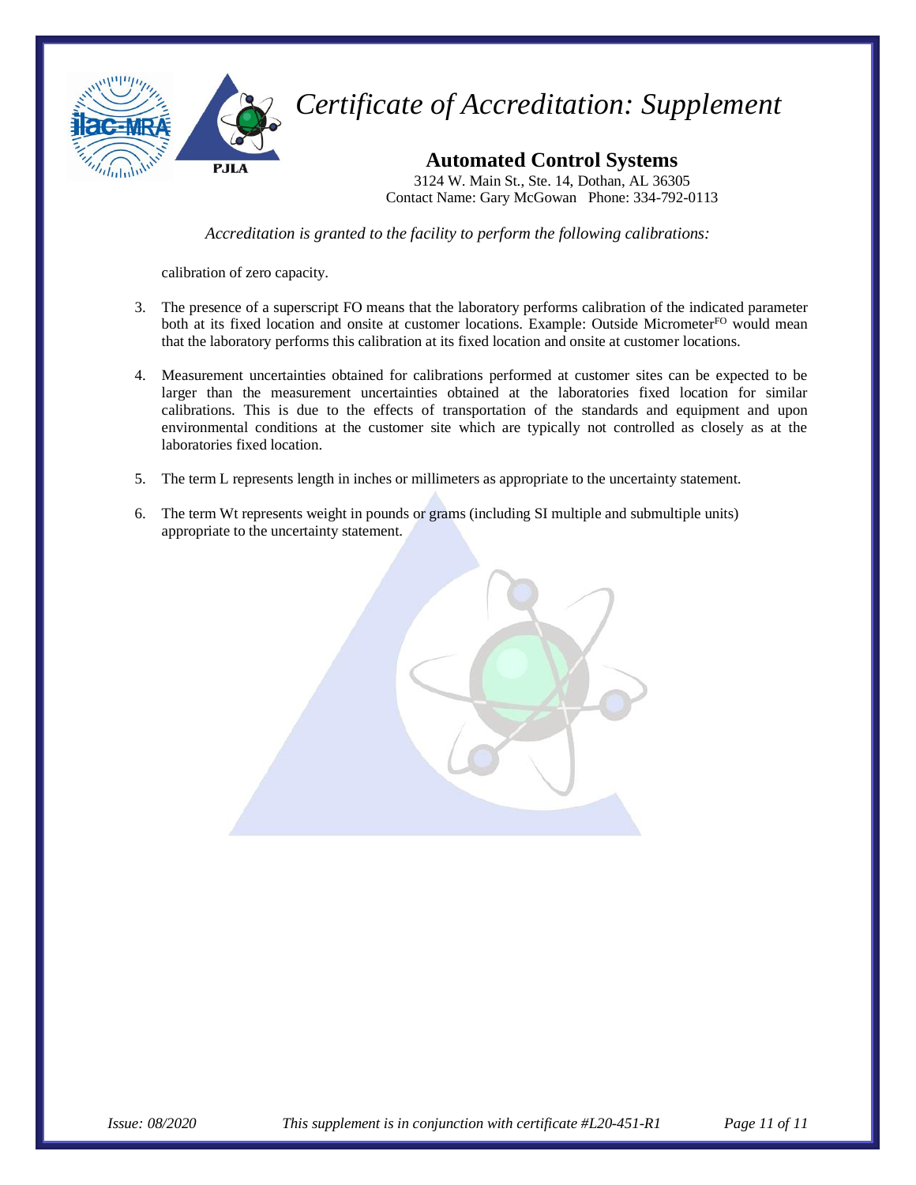# Certificate of Accreditation: Supplement

## Automated Control Systems

3124 W. Main St., Ste. 14, Dothan, AL 36305
Contact Name: Gary McGowan   Phone: 334-792-0113

*Accreditation is granted to the facility to perform the following calibrations:*

calibration of zero capacity.

3. The presence of a superscript FO means that the laboratory performs calibration of the indicated parameter both at its fixed location and onsite at customer locations. Example: Outside Micrometer$^{FO}$ would mean that the laboratory performs this calibration at its fixed location and onsite at customer locations.

4. Measurement uncertainties obtained for calibrations performed at customer sites can be expected to be larger than the measurement uncertainties obtained at the laboratories fixed location for similar calibrations. This is due to the effects of transportation of the standards and equipment and upon environmental conditions at the customer site which are typically not controlled as closely as at the laboratories fixed location.

5. The term L represents length in inches or millimeters as appropriate to the uncertainty statement.

6. The term Wt represents weight in pounds or grams (including SI multiple and submultiple units) appropriate to the uncertainty statement.

*Issue: 08/2020*   *This supplement is in conjunction with certificate #L20-451-R1*